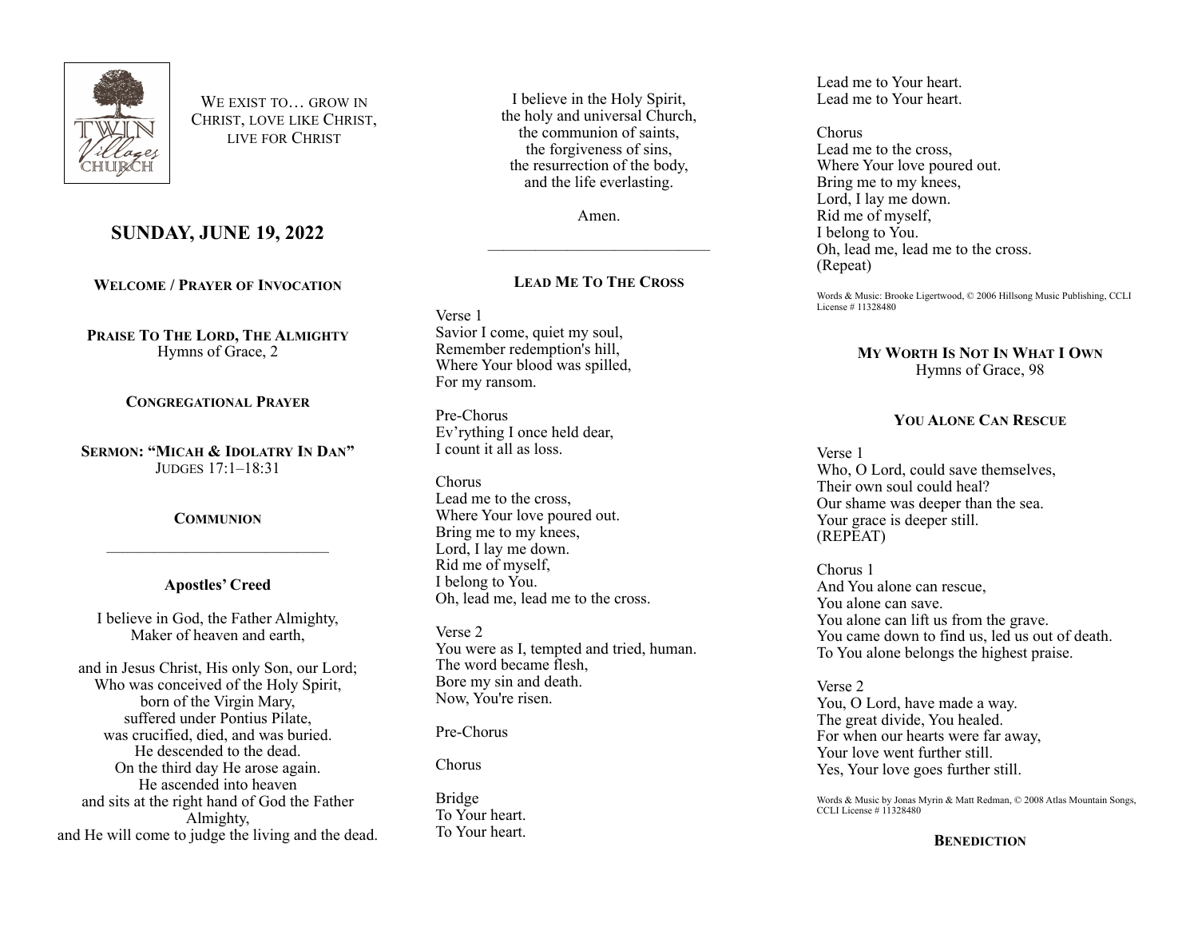WE EXIST TO… GROW IN CHRIST, LOVE LIKE CHRIST, LIVE FOR CHRIST

# SUNDAY, JUNE 19, 2022

**WELCOME / PRAYER OF INVOCATION**

**PRAISE TO THE LORD, THE ALMIGHTY**
Hymns of Grace, 2

**CONGREGATIONAL PRAYER**

**SERMON: "MICAH & IDOLATRY IN DAN"**
JUDGES 17:1–18:31

**COMMUNION**

---

**Apostles' Creed**

I believe in God, the Father Almighty,
Maker of heaven and earth,

and in Jesus Christ, His only Son, our Lord;
Who was conceived of the Holy Spirit,
born of the Virgin Mary,
suffered under Pontius Pilate,
was crucified, died, and was buried.
He descended to the dead.
On the third day He arose again.
He ascended into heaven
and sits at the right hand of God the Father Almighty,
and He will come to judge the living and the dead.

I believe in the Holy Spirit,
the holy and universal Church,
the communion of saints,
the forgiveness of sins,
the resurrection of the body,
and the life everlasting.

Amen.

---

**LEAD ME TO THE CROSS**

Verse 1
Savior I come, quiet my soul,
Remember redemption's hill,
Where Your blood was spilled,
For my ransom.

Pre-Chorus
Ev'rything I once held dear,
I count it all as loss.

Chorus
Lead me to the cross,
Where Your love poured out.
Bring me to my knees,
Lord, I lay me down.
Rid me of myself,
I belong to You.
Oh, lead me, lead me to the cross.

Verse 2
You were as I, tempted and tried, human.
The word became flesh,
Bore my sin and death.
Now, You're risen.

Pre-Chorus

Chorus

Bridge
To Your heart.
To Your heart.
Lead me to Your heart.
Lead me to Your heart.

Chorus
Lead me to the cross,
Where Your love poured out.
Bring me to my knees,
Lord, I lay me down.
Rid me of myself,
I belong to You.
Oh, lead me, lead me to the cross.
(Repeat)

Words & Music: Brooke Ligertwood, © 2006 Hillsong Music Publishing, CCLI License # 11328480

**MY WORTH IS NOT IN WHAT I OWN**
Hymns of Grace, 98

**YOU ALONE CAN RESCUE**

Verse 1
Who, O Lord, could save themselves,
Their own soul could heal?
Our shame was deeper than the sea.
Your grace is deeper still.
(REPEAT)

Chorus 1
And You alone can rescue,
You alone can save.
You alone can lift us from the grave.
You came down to find us, led us out of death.
To You alone belongs the highest praise.

Verse 2
You, O Lord, have made a way.
The great divide, You healed.
For when our hearts were far away,
Your love went further still.
Yes, Your love goes further still.

Words & Music by Jonas Myrin & Matt Redman, © 2008 Atlas Mountain Songs, CCLI License # 11328480

**BENEDICTION**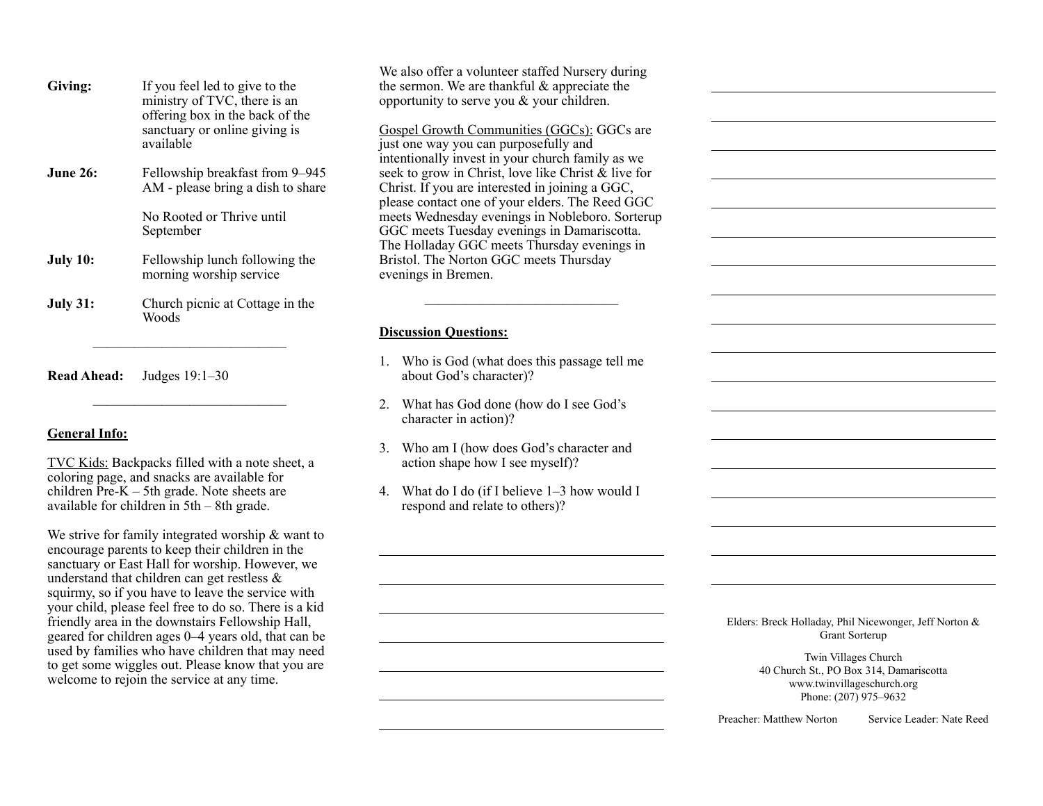**Giving:** If you feel led to give to the ministry of TVC, there is an offering box in the back of the sanctuary or online giving is available

**June 26:** Fellowship breakfast from 9–945 AM - please bring a dish to share

No Rooted or Thrive until September

**July 10:** Fellowship lunch following the morning worship service

**July 31:** Church picnic at Cottage in the Woods

---

**Read Ahead:** Judges 19:1–30

---

**General Info:**

TVC Kids: Backpacks filled with a note sheet, a coloring page, and snacks are available for children Pre-K – 5th grade. Note sheets are available for children in 5th – 8th grade.

We strive for family integrated worship & want to encourage parents to keep their children in the sanctuary or East Hall for worship. However, we understand that children can get restless & squirmy, so if you have to leave the service with your child, please feel free to do so. There is a kid friendly area in the downstairs Fellowship Hall, geared for children ages 0–4 years old, that can be used by families who have children that may need to get some wiggles out. Please know that you are welcome to rejoin the service at any time.

We also offer a volunteer staffed Nursery during the sermon. We are thankful & appreciate the opportunity to serve you & your children.

Gospel Growth Communities (GGCs): GGCs are just one way you can purposefully and intentionally invest in your church family as we seek to grow in Christ, love like Christ & live for Christ. If you are interested in joining a GGC, please contact one of your elders. The Reed GGC meets Wednesday evenings in Nobleboro. Sorterup GGC meets Tuesday evenings in Damariscotta. The Holladay GGC meets Thursday evenings in Bristol. The Norton GGC meets Thursday evenings in Bremen.

---

**Discussion Questions:**

1. Who is God (what does this passage tell me about God's character)?
2. What has God done (how do I see God's character in action)?
3. Who am I (how does God's character and action shape how I see myself)?
4. What do I do (if I believe 1–3 how would I respond and relate to others)?

Elders: Breck Holladay, Phil Nicewonger, Jeff Norton & Grant Sorterup

Twin Villages Church
40 Church St., PO Box 314, Damariscotta
www.twinvillageschurch.org
Phone: (207) 975–9632

Preacher: Matthew Norton Service Leader: Nate Reed